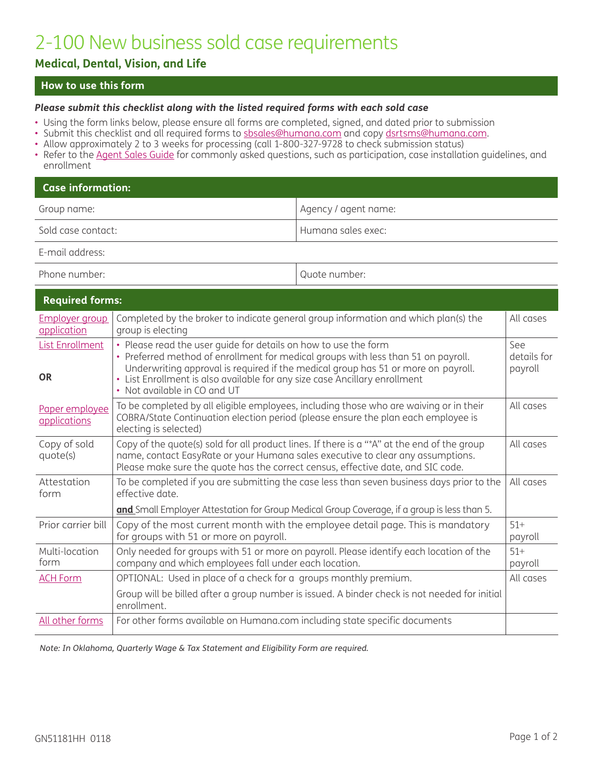# 2-100 New business sold case requirements

## Medical, Dental, Vision, and Life

### How to use this form

***Please submit this checklist along with the listed required forms with each sold case***

- Using the form links below, please ensure all forms are completed, signed, and dated prior to submission
- Submit this checklist and all required forms to sbsales@humana.com and copy dsrtsms@humana.com.
- Allow approximately 2 to 3 weeks for processing (call 1-800-327-9728 to check submission status)
- Refer to the Agent Sales Guide for commonly asked questions, such as participation, case installation guidelines, and enrollment

### Case information:

| | |
|---|---|
| Group name: | Agency / agent name: |
| Sold case contact: | Humana sales exec: |
| E-mail address: | |
| Phone number: | Quote number: |

### Required forms:

| | | |
|---|---|---|
| Employer group application | Completed by the broker to indicate general group information and which plan(s) the group is electing | All cases |
| List Enrollment<br><br>**OR** | • Please read the user guide for details on how to use the form<br>• Preferred method of enrollment for medical groups with less than 51 on payroll. Underwriting approval is required if the medical group has 51 or more on payroll.<br>• List Enrollment is also available for any size case Ancillary enrollment<br>• Not available in CO and UT | See details for payroll |
| Paper employee applications | To be completed by all eligible employees, including those who are waiving or in their COBRA/State Continuation election period (please ensure the plan each employee is electing is selected) | All cases |
| Copy of sold quote(s) | Copy of the quote(s) sold for all product lines. If there is a "*A" at the end of the group name, contact EasyRate or your Humana sales executive to clear any assumptions. Please make sure the quote has the correct census, effective date, and SIC code. | All cases |
| Attestation form | To be completed if you are submitting the case less than seven business days prior to the effective date.<br><br>**and** Small Employer Attestation for Group Medical Group Coverage, if a group is less than 5. | All cases |
| Prior carrier bill | Copy of the most current month with the employee detail page. This is mandatory for groups with 51 or more on payroll. | 51+ payroll |
| Multi-location form | Only needed for groups with 51 or more on payroll. Please identify each location of the company and which employees fall under each location. | 51+ payroll |
| ACH Form | OPTIONAL: Used in place of a check for a groups monthly premium.<br><br>Group will be billed after a group number is issued. A binder check is not needed for initial enrollment. | All cases |
| All other forms | For other forms available on Humana.com including state specific documents | |

*Note: In Oklahoma, Quarterly Wage & Tax Statement and Eligibility Form are required.*

GN51181HH 0118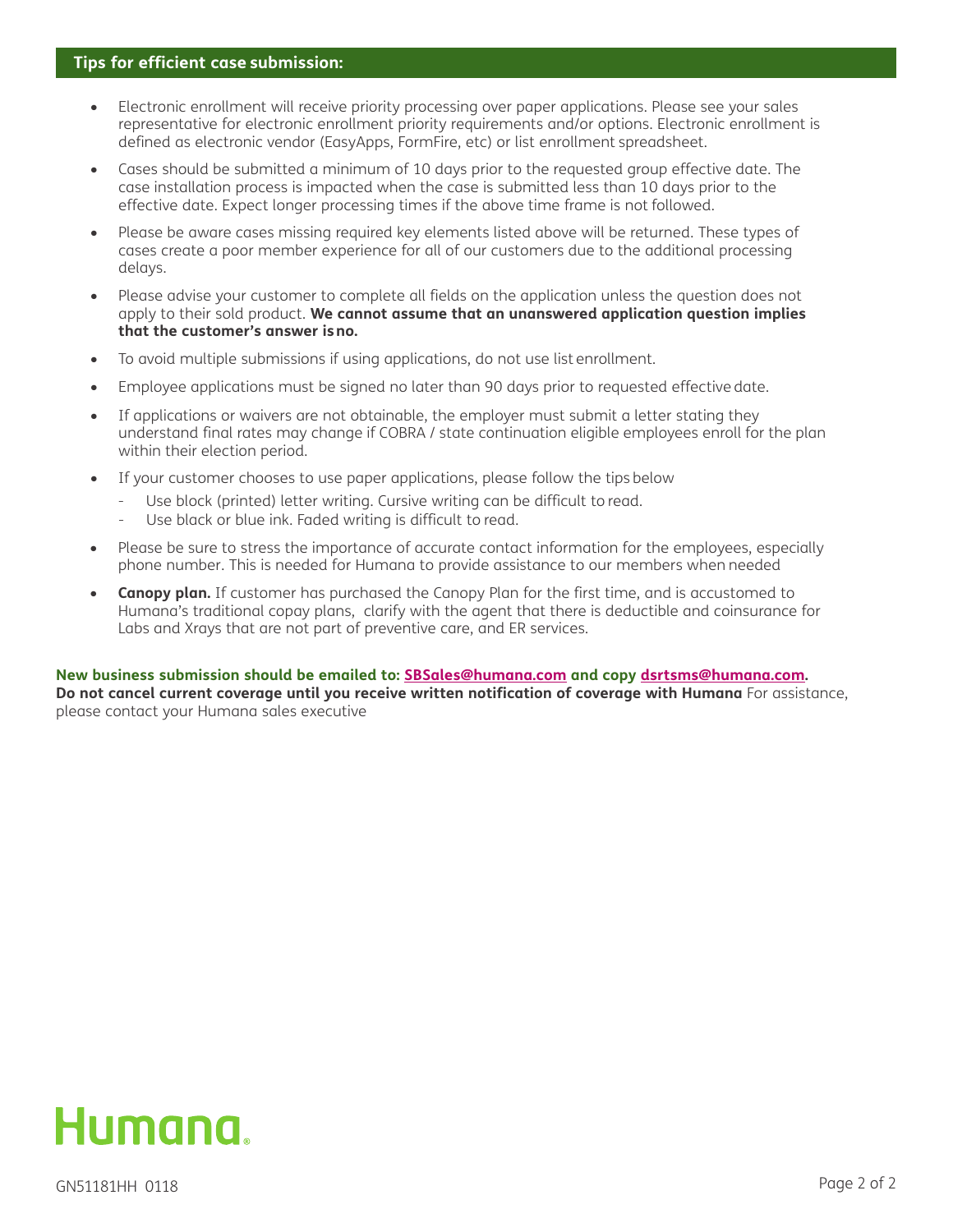## Tips for efficient case submission:

- Electronic enrollment will receive priority processing over paper applications. Please see your sales representative for electronic enrollment priority requirements and/or options. Electronic enrollment is defined as electronic vendor (EasyApps, FormFire, etc) or list enrollment spreadsheet.
- Cases should be submitted a minimum of 10 days prior to the requested group effective date. The case installation process is impacted when the case is submitted less than 10 days prior to the effective date. Expect longer processing times if the above time frame is not followed.
- Please be aware cases missing required key elements listed above will be returned. These types of cases create a poor member experience for all of our customers due to the additional processing delays.
- Please advise your customer to complete all fields on the application unless the question does not apply to their sold product. **We cannot assume that an unanswered application question implies that the customer's answer is no.**
- To avoid multiple submissions if using applications, do not use list enrollment.
- Employee applications must be signed no later than 90 days prior to requested effective date.
- If applications or waivers are not obtainable, the employer must submit a letter stating they understand final rates may change if COBRA / state continuation eligible employees enroll for the plan within their election period.
- If your customer chooses to use paper applications, please follow the tips below
  - Use block (printed) letter writing. Cursive writing can be difficult to read.
  - Use black or blue ink. Faded writing is difficult to read.
- Please be sure to stress the importance of accurate contact information for the employees, especially phone number. This is needed for Humana to provide assistance to our members when needed
- **Canopy plan.** If customer has purchased the Canopy Plan for the first time, and is accustomed to Humana's traditional copay plans, clarify with the agent that there is deductible and coinsurance for Labs and Xrays that are not part of preventive care, and ER services.

**New business submission should be emailed to: SBSales@humana.com and copy dsrtsms@humana.com.**
**Do not cancel current coverage until you receive written notification of coverage with Humana** For assistance, please contact your Humana sales executive

Humana.

GN51181HH 0118